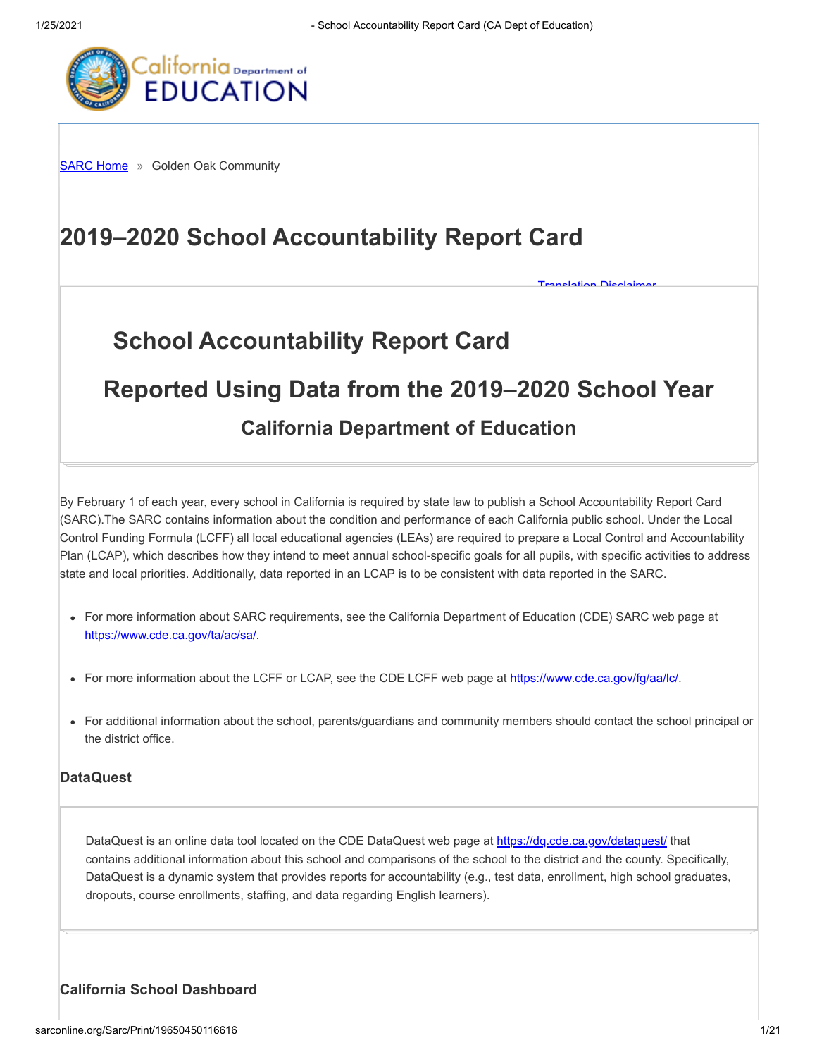SARC Home » Golden Oak Community

# 2019–2020 School Accountability Report Card

Translation Disclaimer

## School Accountability Report Card

## Reported Using Data from the 2019–2020 School Year

### California Department of Education

By February 1 of each year, every school in California is required by state law to publish a School Accountability Report Card (SARC).The SARC contains information about the condition and performance of each California public school. Under the Local Control Funding Formula (LCFF) all local educational agencies (LEAs) are required to prepare a Local Control and Accountability Plan (LCAP), which describes how they intend to meet annual school-specific goals for all pupils, with specific activities to address state and local priorities. Additionally, data reported in an LCAP is to be consistent with data reported in the SARC.

- For more information about SARC requirements, see the California Department of Education (CDE) SARC web page at https://www.cde.ca.gov/ta/ac/sa/.
- For more information about the LCFF or LCAP, see the CDE LCFF web page at https://www.cde.ca.gov/fg/aa/lc/.
- For additional information about the school, parents/guardians and community members should contact the school principal or the district office.

### DataQuest

DataQuest is an online data tool located on the CDE DataQuest web page at https://dq.cde.ca.gov/dataquest/ that contains additional information about this school and comparisons of the school to the district and the county. Specifically, DataQuest is a dynamic system that provides reports for accountability (e.g., test data, enrollment, high school graduates, dropouts, course enrollments, staffing, and data regarding English learners).

### California School Dashboard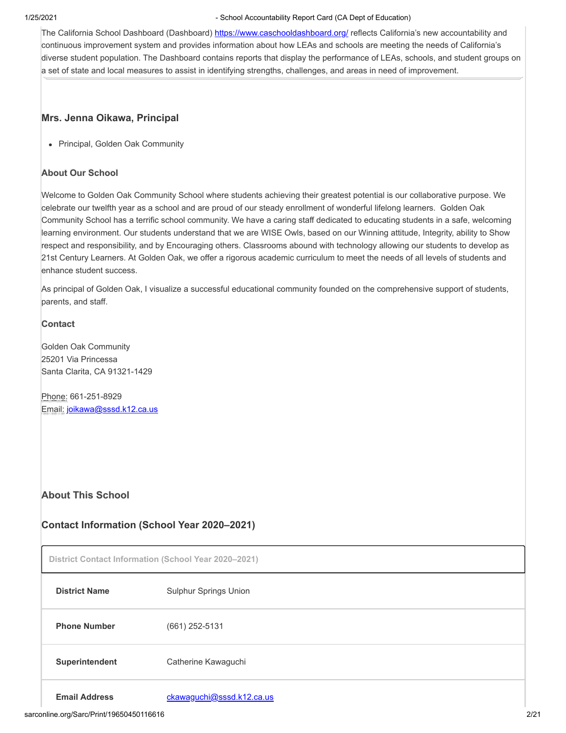The California School Dashboard (Dashboard) https://www.caschooldashboard.org/ reflects California's new accountability and continuous improvement system and provides information about how LEAs and schools are meeting the needs of California's diverse student population. The Dashboard contains reports that display the performance of LEAs, schools, and student groups on a set of state and local measures to assist in identifying strengths, challenges, and areas in need of improvement.

---

### Mrs. Jenna Oikawa, Principal

- Principal, Golden Oak Community

#### About Our School

Welcome to Golden Oak Community School where students achieving their greatest potential is our collaborative purpose. We celebrate our twelfth year as a school and are proud of our steady enrollment of wonderful lifelong learners. Golden Oak Community School has a terrific school community. We have a caring staff dedicated to educating students in a safe, welcoming learning environment. Our students understand that we are WISE Owls, based on our Winning attitude, Integrity, ability to Show respect and responsibility, and by Encouraging others. Classrooms abound with technology allowing our students to develop as 21st Century Learners. At Golden Oak, we offer a rigorous academic curriculum to meet the needs of all levels of students and enhance student success.

As principal of Golden Oak, I visualize a successful educational community founded on the comprehensive support of students, parents, and staff.

#### Contact

Golden Oak Community
25201 Via Princessa
Santa Clarita, CA 91321-1429

Phone: 661-251-8929
Email: joikawa@sssd.k12.ca.us

### About This School

### Contact Information (School Year 2020–2021)

| District Contact Information (School Year 2020–2021) | |
|---|---|
| **District Name** | Sulphur Springs Union |
| **Phone Number** | (661) 252-5131 |
| **Superintendent** | Catherine Kawaguchi |
| **Email Address** | ckawaguchi@sssd.k12.ca.us |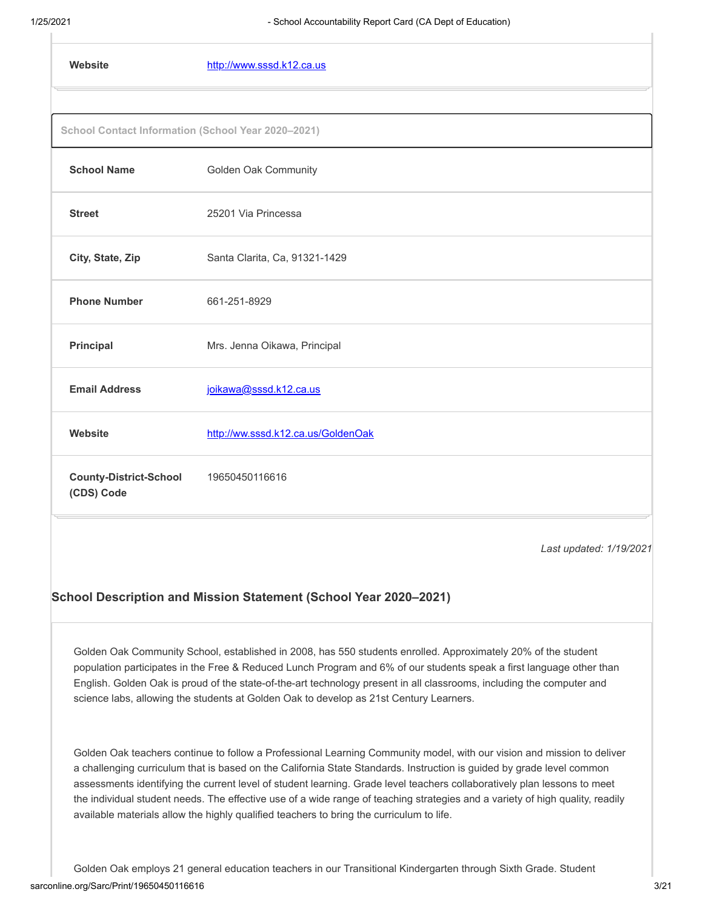| Website | http://www.sssd.k12.ca.us |
| --- | --- |

| School Contact Information (School Year 2020–2021) | |
| --- | --- |
| School Name | Golden Oak Community |
| Street | 25201 Via Princessa |
| City, State, Zip | Santa Clarita, Ca, 91321-1429 |
| Phone Number | 661-251-8929 |
| Principal | Mrs. Jenna Oikawa, Principal |
| Email Address | joikawa@sssd.k12.ca.us |
| Website | http://ww.sssd.k12.ca.us/GoldenOak |
| County-District-School (CDS) Code | 19650450116616 |

*Last updated: 1/19/2021*

## School Description and Mission Statement (School Year 2020–2021)

Golden Oak Community School, established in 2008, has 550 students enrolled. Approximately 20% of the student population participates in the Free & Reduced Lunch Program and 6% of our students speak a first language other than English. Golden Oak is proud of the state-of-the-art technology present in all classrooms, including the computer and science labs, allowing the students at Golden Oak to develop as 21st Century Learners.

Golden Oak teachers continue to follow a Professional Learning Community model, with our vision and mission to deliver a challenging curriculum that is based on the California State Standards. Instruction is guided by grade level common assessments identifying the current level of student learning. Grade level teachers collaboratively plan lessons to meet the individual student needs. The effective use of a wide range of teaching strategies and a variety of high quality, readily available materials allow the highly qualified teachers to bring the curriculum to life.

Golden Oak employs 21 general education teachers in our Transitional Kindergarten through Sixth Grade. Student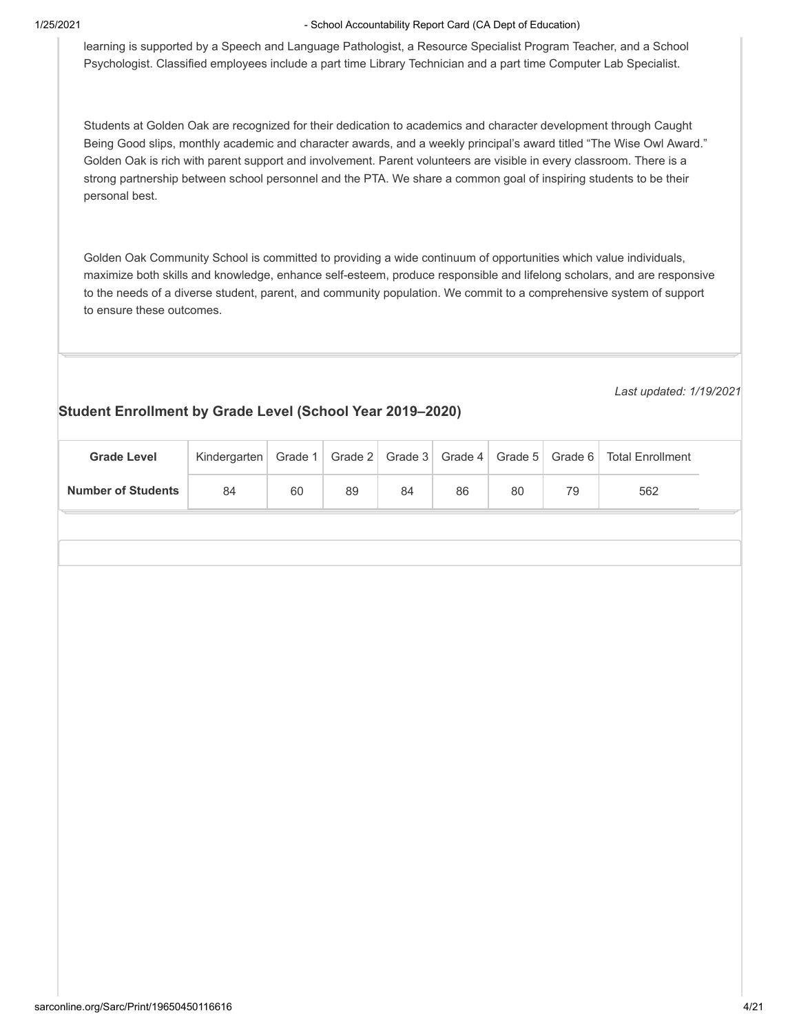learning is supported by a Speech and Language Pathologist, a Resource Specialist Program Teacher, and a School Psychologist. Classified employees include a part time Library Technician and a part time Computer Lab Specialist.

Students at Golden Oak are recognized for their dedication to academics and character development through Caught Being Good slips, monthly academic and character awards, and a weekly principal's award titled "The Wise Owl Award." Golden Oak is rich with parent support and involvement. Parent volunteers are visible in every classroom. There is a strong partnership between school personnel and the PTA. We share a common goal of inspiring students to be their personal best.

Golden Oak Community School is committed to providing a wide continuum of opportunities which value individuals, maximize both skills and knowledge, enhance self-esteem, produce responsible and lifelong scholars, and are responsive to the needs of a diverse student, parent, and community population. We commit to a comprehensive system of support to ensure these outcomes.

*Last updated: 1/19/2021*

### Student Enrollment by Grade Level (School Year 2019–2020)

| Grade Level | Kindergarten | Grade 1 | Grade 2 | Grade 3 | Grade 4 | Grade 5 | Grade 6 | Total Enrollment |
|---|---|---|---|---|---|---|---|---|
| **Number of Students** | 84 | 60 | 89 | 84 | 86 | 80 | 79 | 562 |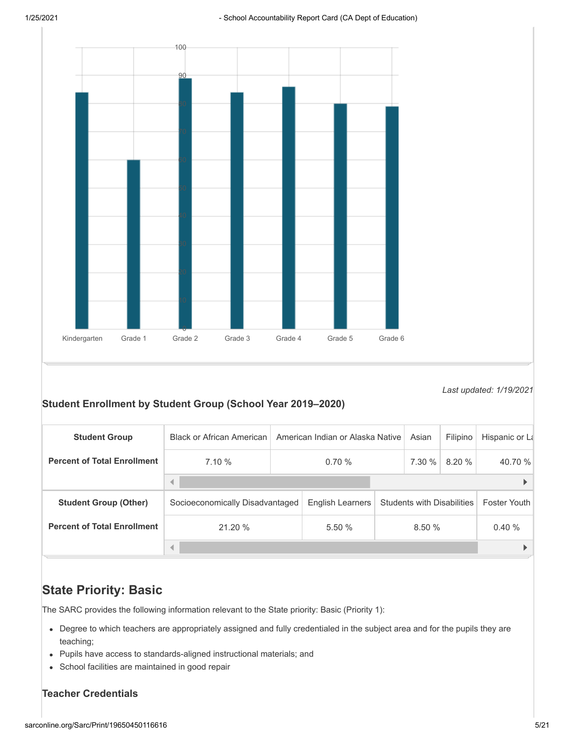| Student Group | Black or African American | American Indian or Alaska Native | Asian | Filipino | Hispanic or La |
|---|---|---|---|---|---|
| Percent of Total Enrollment | 7.10 % | 0.70 % | 7.30 % | 8.20 % | 40.70 % |

*Last updated: 1/19/2021*

### Student Enrollment by Student Group (School Year 2019–2020)

| Student Group | Black or African American | American Indian or Alaska Native | Asian | Filipino | Hispanic or La |
|---|---|---|---|---|---|
| Percent of Total Enrollment | 7.10 % | 0.70 % | 7.30 % | 8.20 % | 40.70 % |

| Student Group (Other) | Socioeconomically Disadvantaged | English Learners | Students with Disabilities | Foster Youth |
|---|---|---|---|---|
| Percent of Total Enrollment | 21.20 % | 5.50 % | 8.50 % | 0.40 % |

## State Priority: Basic

The SARC provides the following information relevant to the State priority: Basic (Priority 1):

- Degree to which teachers are appropriately assigned and fully credentialed in the subject area and for the pupils they are teaching;
- Pupils have access to standards-aligned instructional materials; and
- School facilities are maintained in good repair

### Teacher Credentials

*Last updated: 1/19/2021*

### Student Enrollment by Student Group (School Year 2019–2020)

| Student Group | Black or African American | American Indian or Alaska Native | Asian | Filipino | Hispanic or La |
|---|---|---|---|---|---|
| Percent of Total Enrollment | 7.10 % | 0.70 % | 7.30 % | 8.20 % | 40.70 % |

| Student Group (Other) | Socioeconomically Disadvantaged | English Learners | Students with Disabilities | Foster Youth |
|---|---|---|---|---|
| Percent of Total Enrollment | 21.20 % | 5.50 % | 8.50 % | 0.40 % |

## State Priority: Basic

The SARC provides the following information relevant to the State priority: Basic (Priority 1):

- Degree to which teachers are appropriately assigned and fully credentialed in the subject area and for the pupils they are teaching;
- Pupils have access to standards-aligned instructional materials; and
- School facilities are maintained in good repair

### Teacher Credentials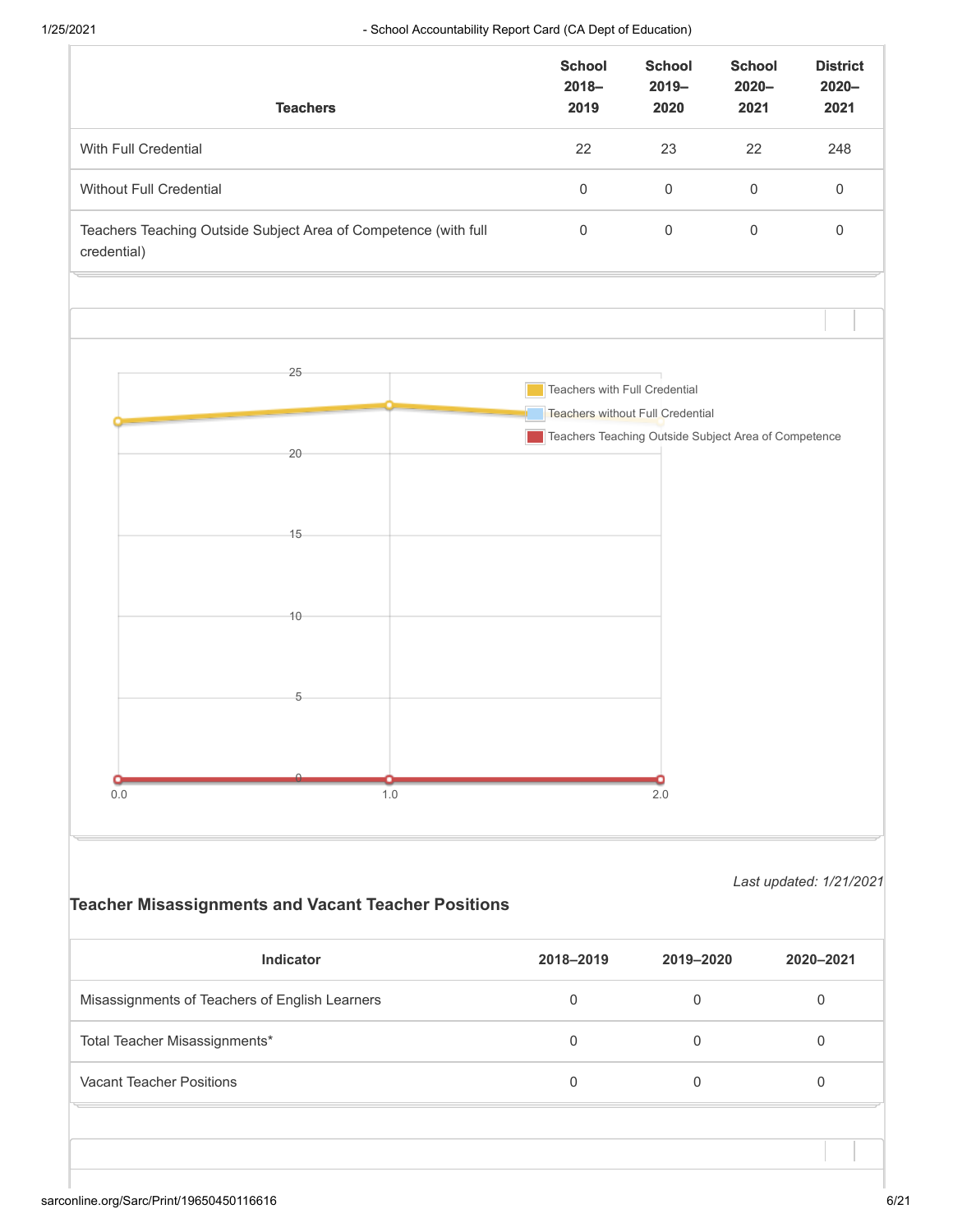| Teachers | School 2018–2019 | School 2019–2020 | School 2020–2021 | District 2020–2021 |
|---|---|---|---|---|
| With Full Credential | 22 | 23 | 22 | 248 |
| Without Full Credential | 0 | 0 | 0 | 0 |
| Teachers Teaching Outside Subject Area of Competence (with full credential) | 0 | 0 | 0 | 0 |

*Last updated: 1/21/2021*

### Teacher Misassignments and Vacant Teacher Positions

| Indicator | 2018–2019 | 2019–2020 | 2020–2021 |
|---|---|---|---|
| Misassignments of Teachers of English Learners | 0 | 0 | 0 |
| Total Teacher Misassignments* | 0 | 0 | 0 |
| Vacant Teacher Positions | 0 | 0 | 0 |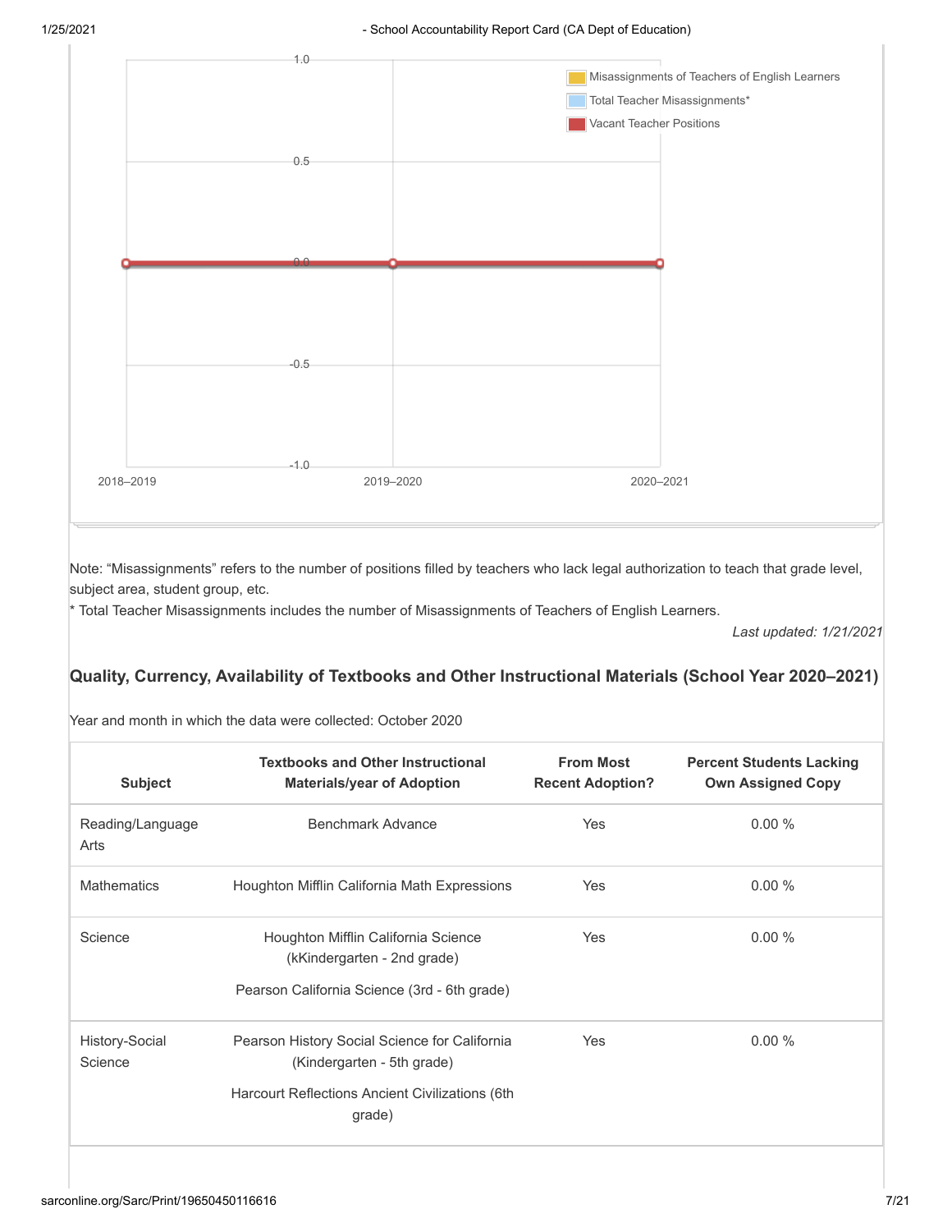Misassignments of Teachers of English Learners

Total Teacher Misassignments*

Vacant Teacher Positions

2018–2019 | 2019–2020 | 2020–2021

Note: "Misassignments" refers to the number of positions filled by teachers who lack legal authorization to teach that grade level, subject area, student group, etc.

* Total Teacher Misassignments includes the number of Misassignments of Teachers of English Learners.

*Last updated: 1/21/2021*

### Quality, Currency, Availability of Textbooks and Other Instructional Materials (School Year 2020–2021)

Year and month in which the data were collected: October 2020

| Subject | Textbooks and Other Instructional Materials/year of Adoption | From Most Recent Adoption? | Percent Students Lacking Own Assigned Copy |
|---|---|---|---|
| Reading/Language Arts | Benchmark Advance | Yes | 0.00 % |
| Mathematics | Houghton Mifflin California Math Expressions | Yes | 0.00 % |
| Science | Houghton Mifflin California Science (kKindergarten - 2nd grade)<br><br>Pearson California Science (3rd - 6th grade) | Yes | 0.00 % |
| History-Social Science | Pearson History Social Science for California (Kindergarten - 5th grade)<br><br>Harcourt Reflections Ancient Civilizations (6th grade) | Yes | 0.00 % |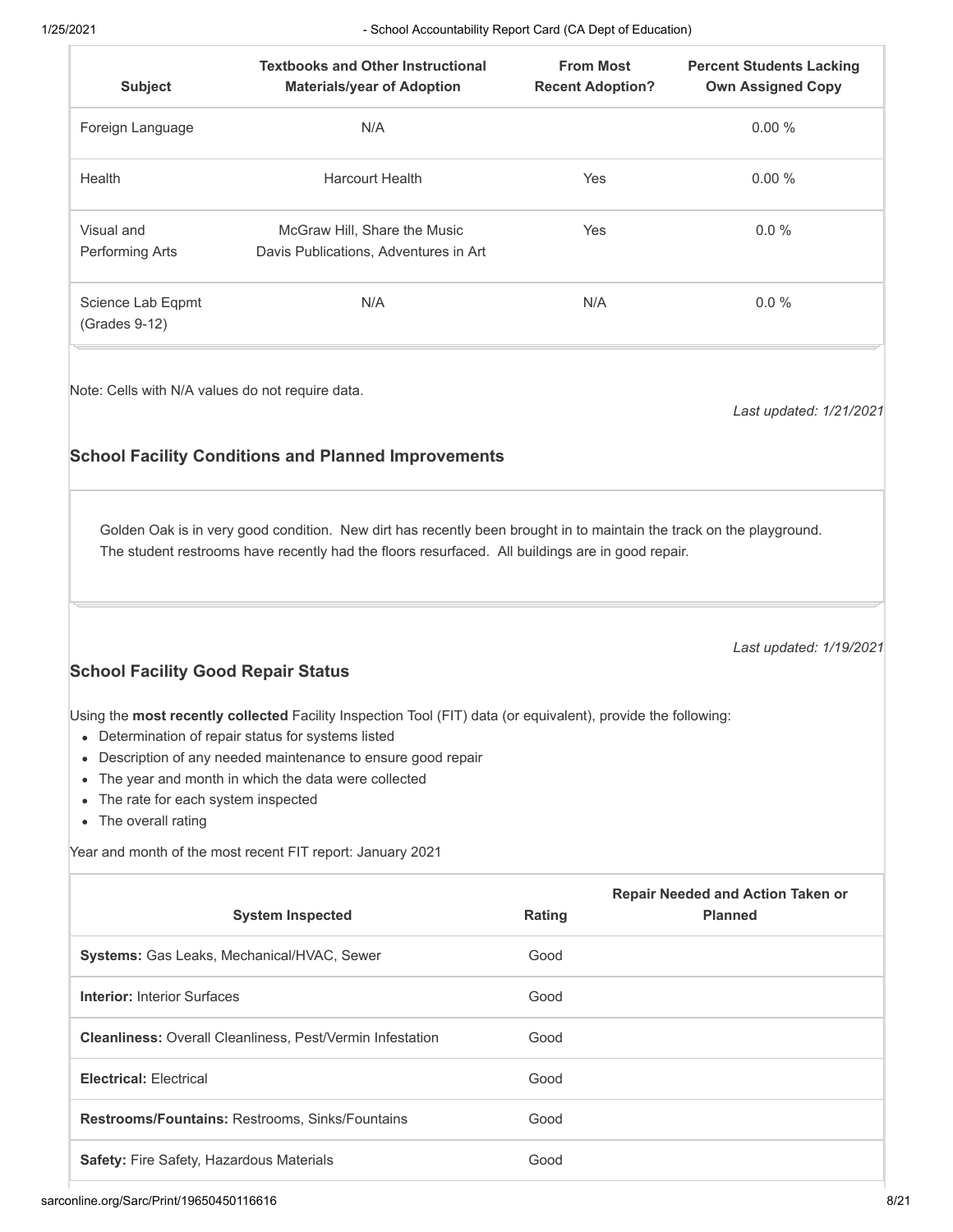| Subject | Textbooks and Other Instructional Materials/year of Adoption | From Most Recent Adoption? | Percent Students Lacking Own Assigned Copy |
|---|---|---|---|
| Foreign Language | N/A | | 0.00 % |
| Health | Harcourt Health | Yes | 0.00 % |
| Visual and Performing Arts | McGraw Hill, Share the Music<br>Davis Publications, Adventures in Art | Yes | 0.0 % |
| Science Lab Eqpmt (Grades 9-12) | N/A | N/A | 0.0 % |

Note: Cells with N/A values do not require data.

*Last updated: 1/21/2021*

## School Facility Conditions and Planned Improvements

Golden Oak is in very good condition. New dirt has recently been brought in to maintain the track on the playground. The student restrooms have recently had the floors resurfaced. All buildings are in good repair.

*Last updated: 1/19/2021*

## School Facility Good Repair Status

Using the **most recently collected** Facility Inspection Tool (FIT) data (or equivalent), provide the following:

- Determination of repair status for systems listed
- Description of any needed maintenance to ensure good repair
- The year and month in which the data were collected
- The rate for each system inspected
- The overall rating

Year and month of the most recent FIT report: January 2021

| System Inspected | Rating | Repair Needed and Action Taken or Planned |
|---|---|---|
| **Systems:** Gas Leaks, Mechanical/HVAC, Sewer | Good | |
| **Interior:** Interior Surfaces | Good | |
| **Cleanliness:** Overall Cleanliness, Pest/Vermin Infestation | Good | |
| **Electrical:** Electrical | Good | |
| **Restrooms/Fountains:** Restrooms, Sinks/Fountains | Good | |
| **Safety:** Fire Safety, Hazardous Materials | Good | |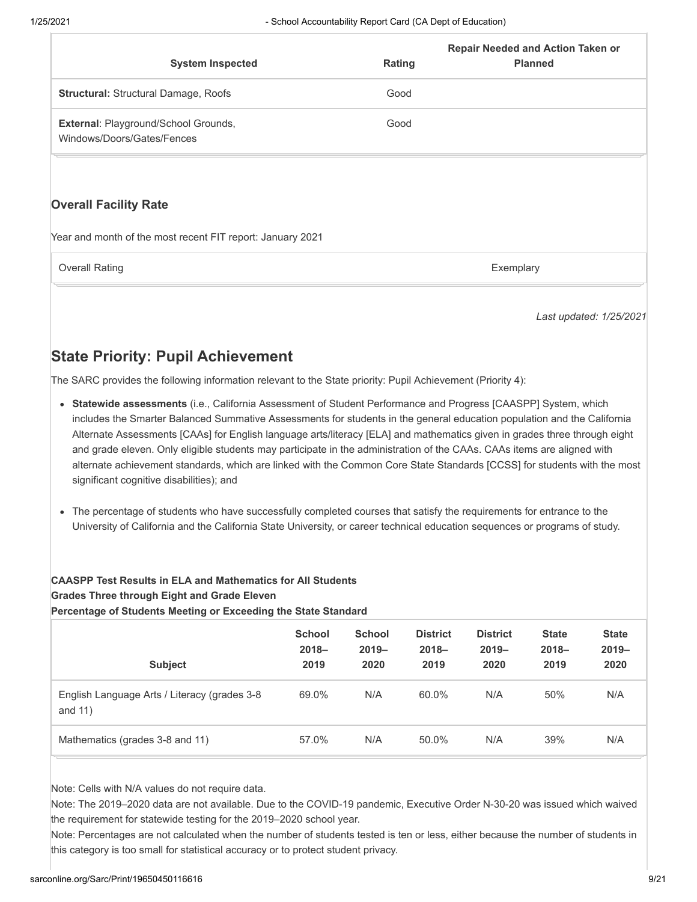| System Inspected | Rating | Repair Needed and Action Taken or Planned |
|---|---|---|
| **Structural:** Structural Damage, Roofs | Good | |
| **External**: Playground/School Grounds, Windows/Doors/Gates/Fences | Good | |

### Overall Facility Rate

Year and month of the most recent FIT report: January 2021

| Overall Rating | Exemplary |
|---|---|

*Last updated: 1/25/2021*

## State Priority: Pupil Achievement

The SARC provides the following information relevant to the State priority: Pupil Achievement (Priority 4):

- **Statewide assessments** (i.e., California Assessment of Student Performance and Progress [CAASPP] System, which includes the Smarter Balanced Summative Assessments for students in the general education population and the California Alternate Assessments [CAAs] for English language arts/literacy [ELA] and mathematics given in grades three through eight and grade eleven. Only eligible students may participate in the administration of the CAAs. CAAs items are aligned with alternate achievement standards, which are linked with the Common Core State Standards [CCSS] for students with the most significant cognitive disabilities); and
- The percentage of students who have successfully completed courses that satisfy the requirements for entrance to the University of California and the California State University, or career technical education sequences or programs of study.

**CAASPP Test Results in ELA and Mathematics for All Students**
**Grades Three through Eight and Grade Eleven**
**Percentage of Students Meeting or Exceeding the State Standard**

| Subject | School 2018–2019 | School 2019–2020 | District 2018–2019 | District 2019–2020 | State 2018–2019 | State 2019–2020 |
|---|---|---|---|---|---|---|
| English Language Arts / Literacy (grades 3-8 and 11) | 69.0% | N/A | 60.0% | N/A | 50% | N/A |
| Mathematics (grades 3-8 and 11) | 57.0% | N/A | 50.0% | N/A | 39% | N/A |

Note: Cells with N/A values do not require data.

Note: The 2019–2020 data are not available. Due to the COVID-19 pandemic, Executive Order N-30-20 was issued which waived the requirement for statewide testing for the 2019–2020 school year.

Note: Percentages are not calculated when the number of students tested is ten or less, either because the number of students in this category is too small for statistical accuracy or to protect student privacy.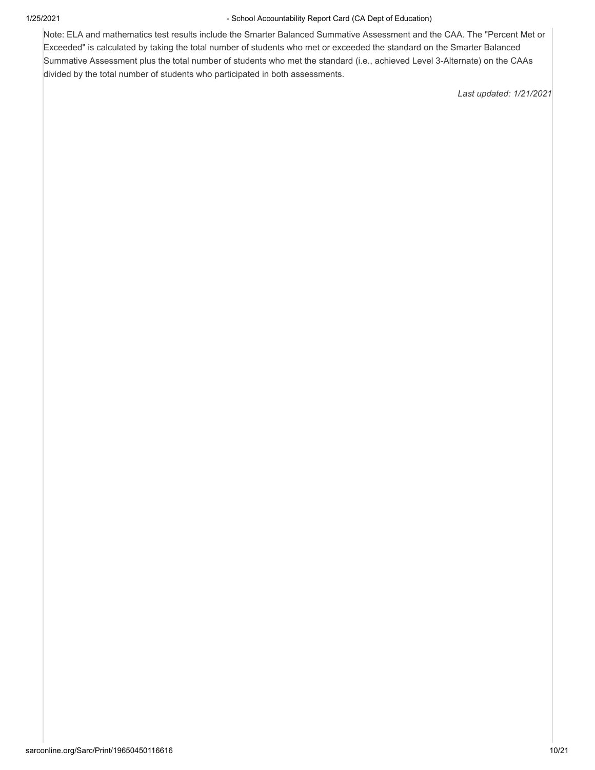Note: ELA and mathematics test results include the Smarter Balanced Summative Assessment and the CAA. The "Percent Met or Exceeded" is calculated by taking the total number of students who met or exceeded the standard on the Smarter Balanced Summative Assessment plus the total number of students who met the standard (i.e., achieved Level 3-Alternate) on the CAAs divided by the total number of students who participated in both assessments.

*Last updated: 1/21/2021*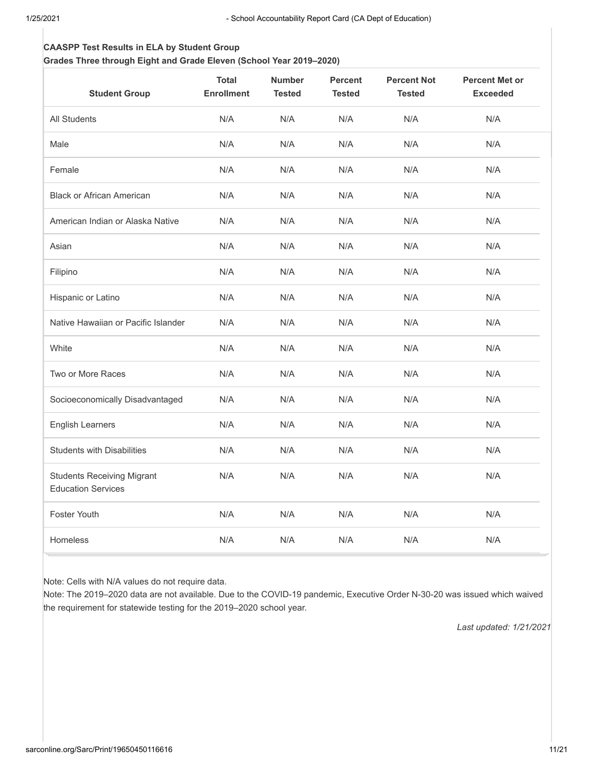**CAASPP Test Results in ELA by Student Group**
**Grades Three through Eight and Grade Eleven (School Year 2019–2020)**

| Student Group | Total Enrollment | Number Tested | Percent Tested | Percent Not Tested | Percent Met or Exceeded |
|---|---|---|---|---|---|
| All Students | N/A | N/A | N/A | N/A | N/A |
| Male | N/A | N/A | N/A | N/A | N/A |
| Female | N/A | N/A | N/A | N/A | N/A |
| Black or African American | N/A | N/A | N/A | N/A | N/A |
| American Indian or Alaska Native | N/A | N/A | N/A | N/A | N/A |
| Asian | N/A | N/A | N/A | N/A | N/A |
| Filipino | N/A | N/A | N/A | N/A | N/A |
| Hispanic or Latino | N/A | N/A | N/A | N/A | N/A |
| Native Hawaiian or Pacific Islander | N/A | N/A | N/A | N/A | N/A |
| White | N/A | N/A | N/A | N/A | N/A |
| Two or More Races | N/A | N/A | N/A | N/A | N/A |
| Socioeconomically Disadvantaged | N/A | N/A | N/A | N/A | N/A |
| English Learners | N/A | N/A | N/A | N/A | N/A |
| Students with Disabilities | N/A | N/A | N/A | N/A | N/A |
| Students Receiving Migrant Education Services | N/A | N/A | N/A | N/A | N/A |
| Foster Youth | N/A | N/A | N/A | N/A | N/A |
| Homeless | N/A | N/A | N/A | N/A | N/A |

Note: Cells with N/A values do not require data.

Note: The 2019–2020 data are not available. Due to the COVID-19 pandemic, Executive Order N-30-20 was issued which waived the requirement for statewide testing for the 2019–2020 school year.

*Last updated: 1/21/2021*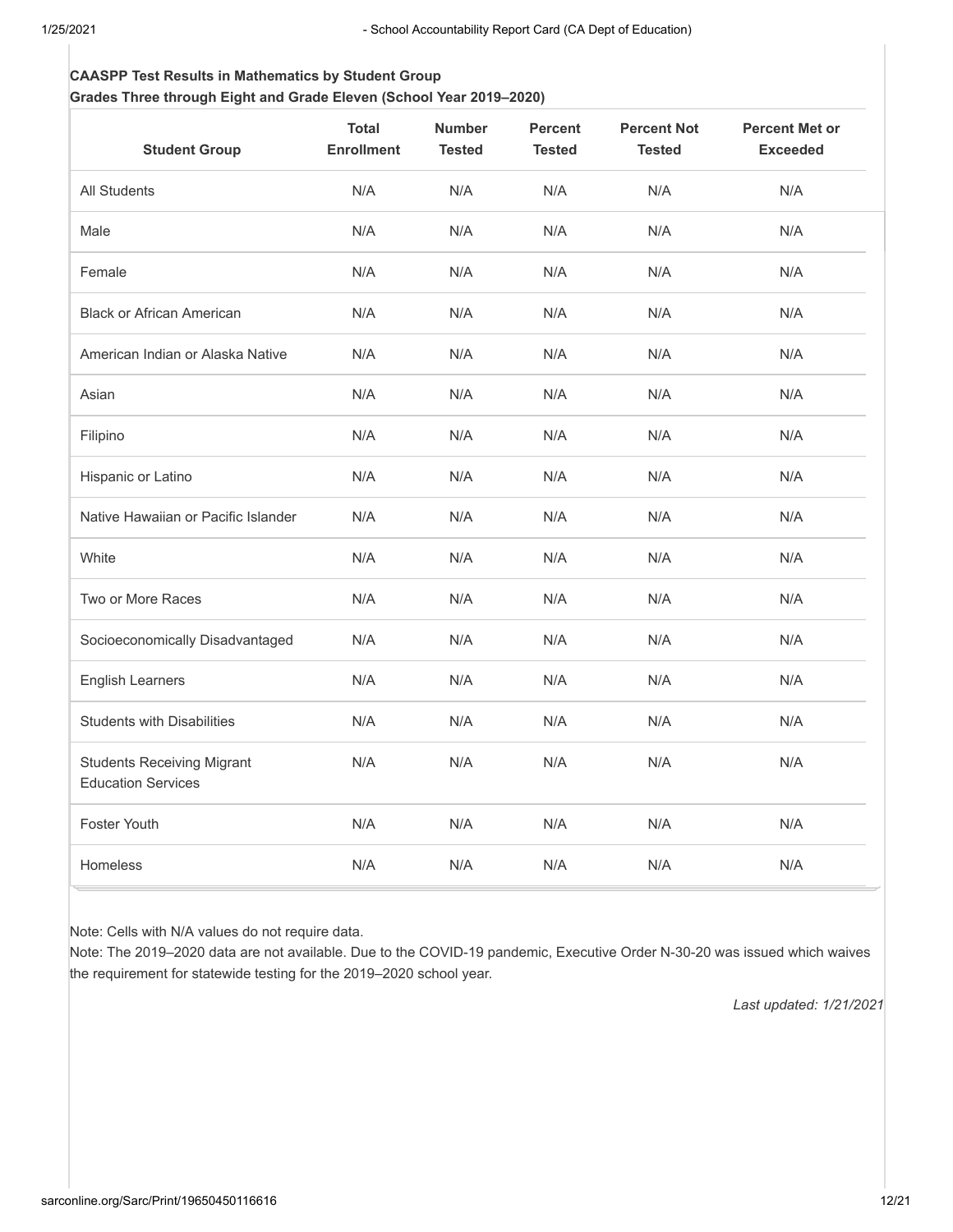**CAASPP Test Results in Mathematics by Student Group**
**Grades Three through Eight and Grade Eleven (School Year 2019–2020)**

| Student Group | Total Enrollment | Number Tested | Percent Tested | Percent Not Tested | Percent Met or Exceeded |
|---|---|---|---|---|---|
| All Students | N/A | N/A | N/A | N/A | N/A |
| Male | N/A | N/A | N/A | N/A | N/A |
| Female | N/A | N/A | N/A | N/A | N/A |
| Black or African American | N/A | N/A | N/A | N/A | N/A |
| American Indian or Alaska Native | N/A | N/A | N/A | N/A | N/A |
| Asian | N/A | N/A | N/A | N/A | N/A |
| Filipino | N/A | N/A | N/A | N/A | N/A |
| Hispanic or Latino | N/A | N/A | N/A | N/A | N/A |
| Native Hawaiian or Pacific Islander | N/A | N/A | N/A | N/A | N/A |
| White | N/A | N/A | N/A | N/A | N/A |
| Two or More Races | N/A | N/A | N/A | N/A | N/A |
| Socioeconomically Disadvantaged | N/A | N/A | N/A | N/A | N/A |
| English Learners | N/A | N/A | N/A | N/A | N/A |
| Students with Disabilities | N/A | N/A | N/A | N/A | N/A |
| Students Receiving Migrant Education Services | N/A | N/A | N/A | N/A | N/A |
| Foster Youth | N/A | N/A | N/A | N/A | N/A |
| Homeless | N/A | N/A | N/A | N/A | N/A |

Note: Cells with N/A values do not require data.
Note: The 2019–2020 data are not available. Due to the COVID-19 pandemic, Executive Order N-30-20 was issued which waives the requirement for statewide testing for the 2019–2020 school year.

*Last updated: 1/21/2021*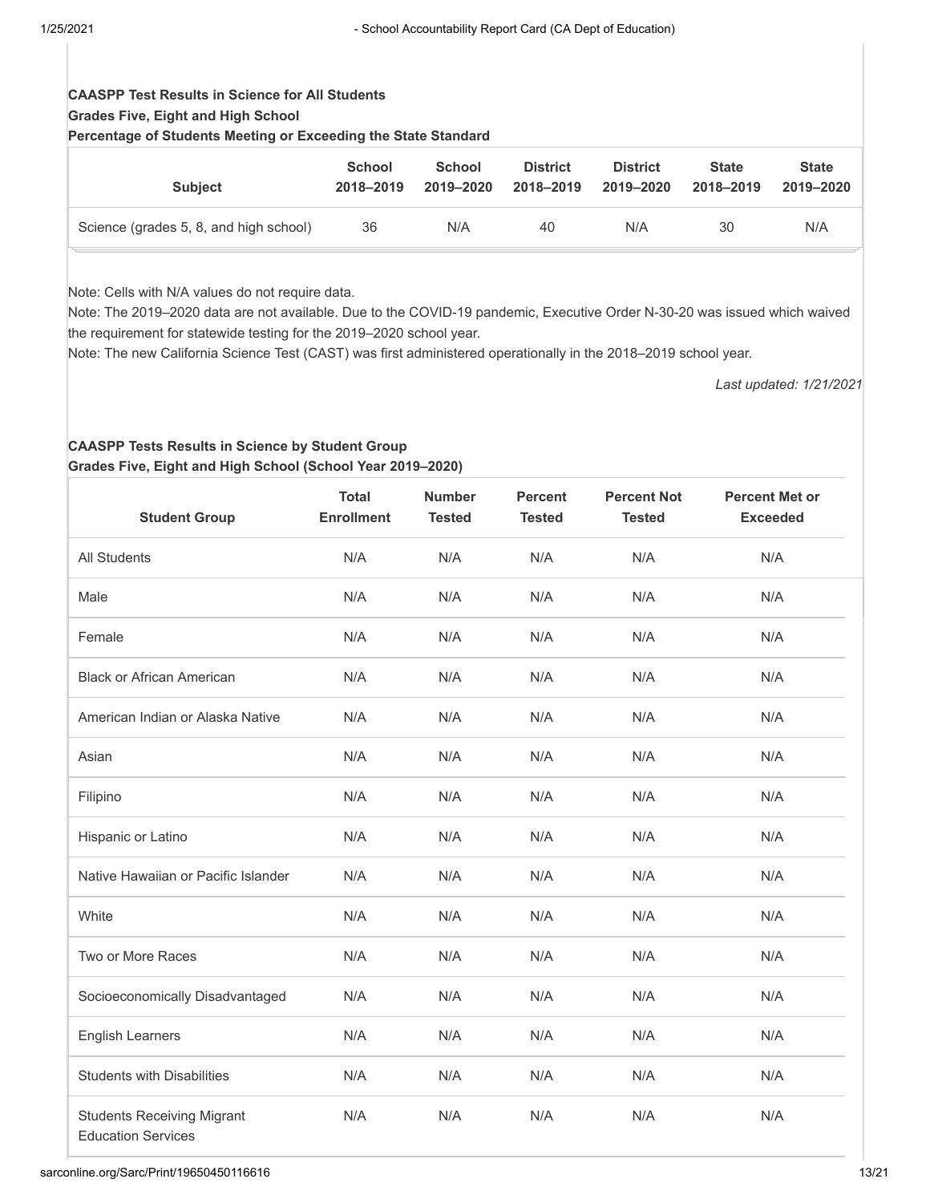**CAASPP Test Results in Science for All Students**
**Grades Five, Eight and High School**
**Percentage of Students Meeting or Exceeding the State Standard**

| Subject | School 2018–2019 | School 2019–2020 | District 2018–2019 | District 2019–2020 | State 2018–2019 | State 2019–2020 |
|---|---|---|---|---|---|---|
| Science (grades 5, 8, and high school) | 36 | N/A | 40 | N/A | 30 | N/A |

Note: Cells with N/A values do not require data.
Note: The 2019–2020 data are not available. Due to the COVID-19 pandemic, Executive Order N-30-20 was issued which waived the requirement for statewide testing for the 2019–2020 school year.
Note: The new California Science Test (CAST) was first administered operationally in the 2018–2019 school year.

*Last updated: 1/21/2021*

**CAASPP Tests Results in Science by Student Group**
**Grades Five, Eight and High School (School Year 2019–2020)**

| Student Group | Total Enrollment | Number Tested | Percent Tested | Percent Not Tested | Percent Met or Exceeded |
|---|---|---|---|---|---|
| All Students | N/A | N/A | N/A | N/A | N/A |
| Male | N/A | N/A | N/A | N/A | N/A |
| Female | N/A | N/A | N/A | N/A | N/A |
| Black or African American | N/A | N/A | N/A | N/A | N/A |
| American Indian or Alaska Native | N/A | N/A | N/A | N/A | N/A |
| Asian | N/A | N/A | N/A | N/A | N/A |
| Filipino | N/A | N/A | N/A | N/A | N/A |
| Hispanic or Latino | N/A | N/A | N/A | N/A | N/A |
| Native Hawaiian or Pacific Islander | N/A | N/A | N/A | N/A | N/A |
| White | N/A | N/A | N/A | N/A | N/A |
| Two or More Races | N/A | N/A | N/A | N/A | N/A |
| Socioeconomically Disadvantaged | N/A | N/A | N/A | N/A | N/A |
| English Learners | N/A | N/A | N/A | N/A | N/A |
| Students with Disabilities | N/A | N/A | N/A | N/A | N/A |
| Students Receiving Migrant Education Services | N/A | N/A | N/A | N/A | N/A |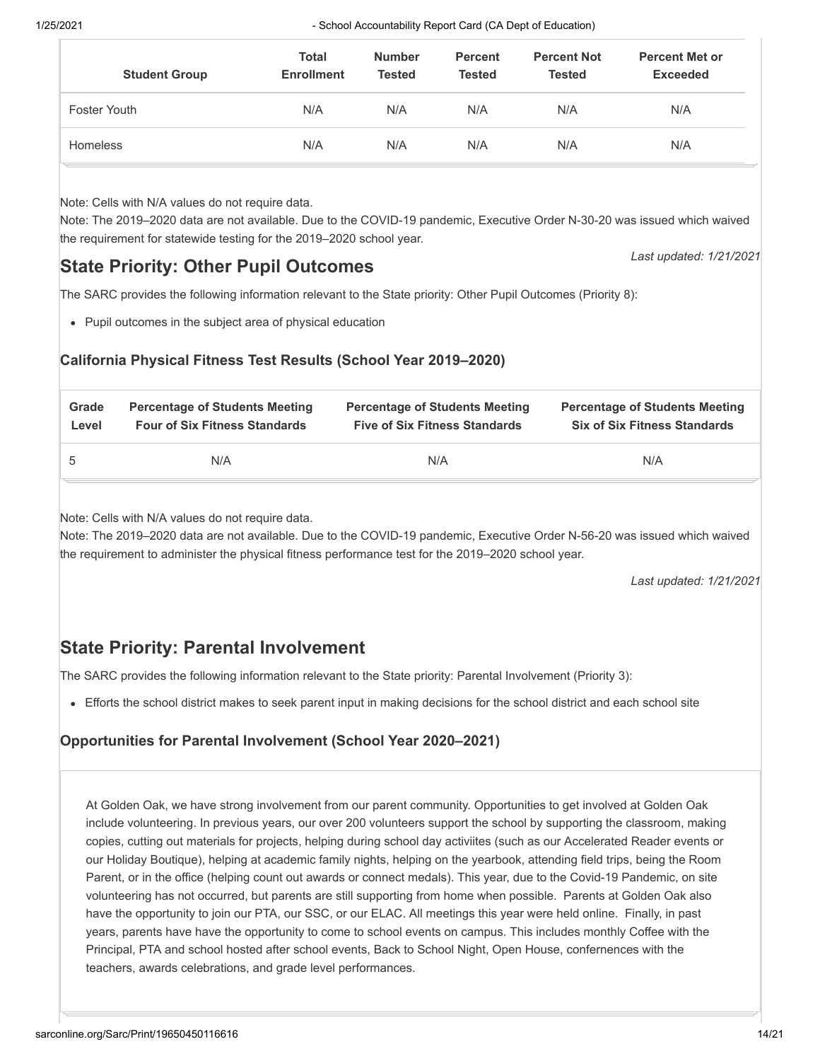| Student Group | Total Enrollment | Number Tested | Percent Tested | Percent Not Tested | Percent Met or Exceeded |
|---|---|---|---|---|---|
| Foster Youth | N/A | N/A | N/A | N/A | N/A |
| Homeless | N/A | N/A | N/A | N/A | N/A |

Note: Cells with N/A values do not require data.

Note: The 2019–2020 data are not available. Due to the COVID-19 pandemic, Executive Order N-30-20 was issued which waived the requirement for statewide testing for the 2019–2020 school year.

*Last updated: 1/21/2021*

## State Priority: Other Pupil Outcomes

The SARC provides the following information relevant to the State priority: Other Pupil Outcomes (Priority 8):

- Pupil outcomes in the subject area of physical education

### California Physical Fitness Test Results (School Year 2019–2020)

| Grade Level | Percentage of Students Meeting Four of Six Fitness Standards | Percentage of Students Meeting Five of Six Fitness Standards | Percentage of Students Meeting Six of Six Fitness Standards |
|---|---|---|---|
| 5 | N/A | N/A | N/A |

Note: Cells with N/A values do not require data.

Note: The 2019–2020 data are not available. Due to the COVID-19 pandemic, Executive Order N-56-20 was issued which waived the requirement to administer the physical fitness performance test for the 2019–2020 school year.

*Last updated: 1/21/2021*

## State Priority: Parental Involvement

The SARC provides the following information relevant to the State priority: Parental Involvement (Priority 3):

- Efforts the school district makes to seek parent input in making decisions for the school district and each school site

### Opportunities for Parental Involvement (School Year 2020–2021)

At Golden Oak, we have strong involvement from our parent community. Opportunities to get involved at Golden Oak include volunteering. In previous years, our over 200 volunteers support the school by supporting the classroom, making copies, cutting out materials for projects, helping during school day activiites (such as our Accelerated Reader events or our Holiday Boutique), helping at academic family nights, helping on the yearbook, attending field trips, being the Room Parent, or in the office (helping count out awards or connect medals). This year, due to the Covid-19 Pandemic, on site volunteering has not occurred, but parents are still supporting from home when possible. Parents at Golden Oak also have the opportunity to join our PTA, our SSC, or our ELAC. All meetings this year were held online. Finally, in past years, parents have have the opportunity to come to school events on campus. This includes monthly Coffee with the Principal, PTA and school hosted after school events, Back to School Night, Open House, confernences with the teachers, awards celebrations, and grade level performances.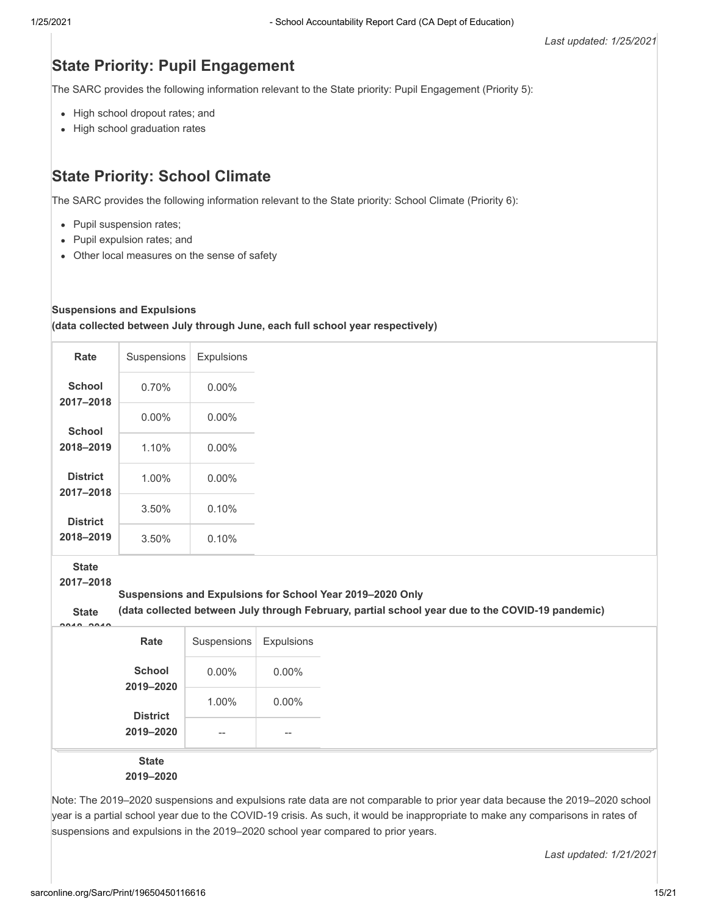*Last updated: 1/25/2021*

## State Priority: Pupil Engagement

The SARC provides the following information relevant to the State priority: Pupil Engagement (Priority 5):

- High school dropout rates; and
- High school graduation rates

## State Priority: School Climate

The SARC provides the following information relevant to the State priority: School Climate (Priority 6):

- Pupil suspension rates;
- Pupil expulsion rates; and
- Other local measures on the sense of safety

**Suspensions and Expulsions**
**(data collected between July through June, each full school year respectively)**

| Rate | Suspensions | Expulsions |
|---|---|---|
| **School 2017–2018** | 0.70% | 0.00% |
| **School 2018–2019** | 0.00% | 0.00% |
| **District 2017–2018** | 1.10% | 0.00% |
| **District 2018–2019** | 1.00% | 0.00% |
| **State 2017–2018** | 3.50% | 0.10% |
| **State 2018–2019** | 3.50% | 0.10% |

**Suspensions and Expulsions for School Year 2019–2020 Only**
**(data collected between July through February, partial school year due to the COVID-19 pandemic)**

| Rate | Suspensions | Expulsions |
|---|---|---|
| **School 2019–2020** | 0.00% | 0.00% |
| **District 2019–2020** | 1.00% | 0.00% |
| **State 2019–2020** | -- | -- |

Note: The 2019–2020 suspensions and expulsions rate data are not comparable to prior year data because the 2019–2020 school year is a partial school year due to the COVID-19 crisis. As such, it would be inappropriate to make any comparisons in rates of suspensions and expulsions in the 2019–2020 school year compared to prior years.

*Last updated: 1/21/2021*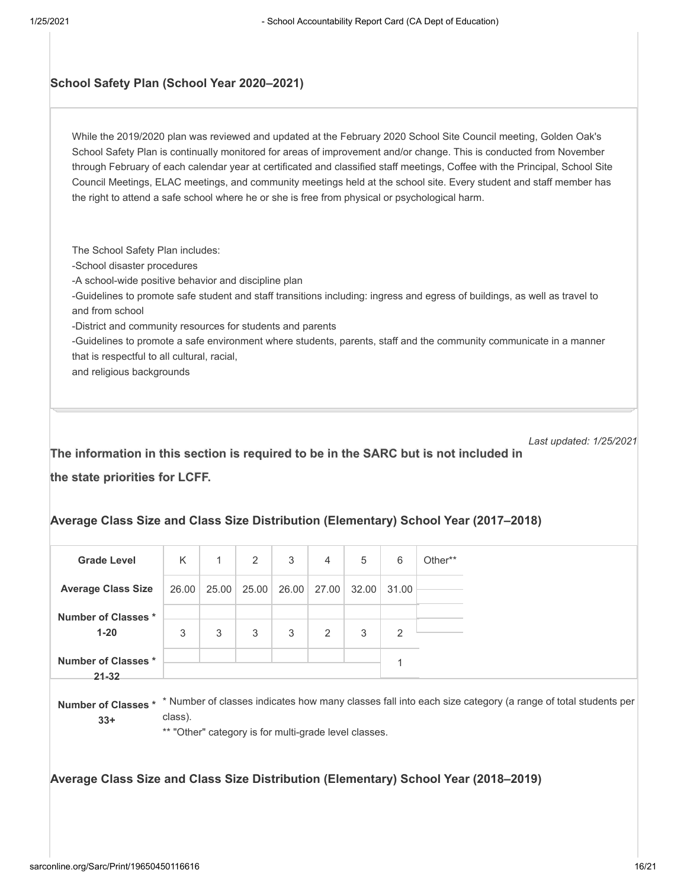## School Safety Plan (School Year 2020–2021)

While the 2019/2020 plan was reviewed and updated at the February 2020 School Site Council meeting, Golden Oak's School Safety Plan is continually monitored for areas of improvement and/or change. This is conducted from November through February of each calendar year at certificated and classified staff meetings, Coffee with the Principal, School Site Council Meetings, ELAC meetings, and community meetings held at the school site. Every student and staff member has the right to attend a safe school where he or she is free from physical or psychological harm.

The School Safety Plan includes:
-School disaster procedures
-A school-wide positive behavior and discipline plan
-Guidelines to promote safe student and staff transitions including: ingress and egress of buildings, as well as travel to and from school
-District and community resources for students and parents
-Guidelines to promote a safe environment where students, parents, staff and the community communicate in a manner that is respectful to all cultural, racial,
and religious backgrounds

*Last updated: 1/25/2021*

**The information in this section is required to be in the SARC but is not included in the state priorities for LCFF.**

### Average Class Size and Class Size Distribution (Elementary) School Year (2017–2018)

| Grade Level | K | 1 | 2 | 3 | 4 | 5 | 6 | Other** |
|---|---|---|---|---|---|---|---|---|
| Average Class Size | 26.00 | 25.00 | 25.00 | 26.00 | 27.00 | 32.00 | 31.00 | |
| Number of Classes * 1-20 | | | | | | | | |
| Number of Classes * 21-32 | 3 | 3 | 3 | 3 | 2 | 3 | 2 | |
| Number of Classes * 33+ | | | | | | | 1 | |

* Number of classes indicates how many classes fall into each size category (a range of total students per class).
** "Other" category is for multi-grade level classes.

### Average Class Size and Class Size Distribution (Elementary) School Year (2018–2019)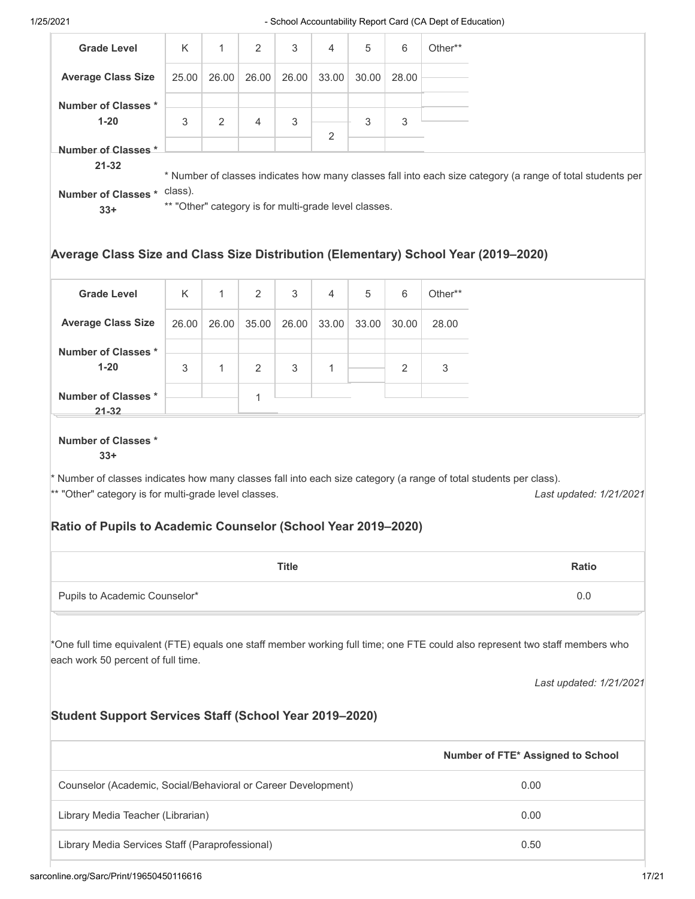| Grade Level | K | 1 | 2 | 3 | 4 | 5 | 6 | Other** |
|---|---|---|---|---|---|---|---|---|
| Average Class Size | 25.00 | 26.00 | 26.00 | 26.00 | 33.00 | 30.00 | 28.00 | |
| Number of Classes * 1-20 | 3 | 2 | 4 | 3 | | 3 | 3 | |
| Number of Classes * 21-32 | | | | | 2 | | | |
| Number of Classes * 33+ | | | | | | | | |

* Number of classes indicates how many classes fall into each size category (a range of total students per class).
** "Other" category is for multi-grade level classes.

## Average Class Size and Class Size Distribution (Elementary) School Year (2019–2020)

| Grade Level | K | 1 | 2 | 3 | 4 | 5 | 6 | Other** |
|---|---|---|---|---|---|---|---|---|
| Average Class Size | 26.00 | 26.00 | 35.00 | 26.00 | 33.00 | 33.00 | 30.00 | 28.00 |
| Number of Classes * 1-20 | 3 | 1 | 2 | 3 | 1 | | 2 | 3 |
| Number of Classes * 21-32 | | | 1 | | | | | |
| Number of Classes * 33+ | | | | | | | | |

* Number of classes indicates how many classes fall into each size category (a range of total students per class).
** "Other" category is for multi-grade level classes.

*Last updated: 1/21/2021*

## Ratio of Pupils to Academic Counselor (School Year 2019–2020)

| Title | Ratio |
|---|---|
| Pupils to Academic Counselor* | 0.0 |

*One full time equivalent (FTE) equals one staff member working full time; one FTE could also represent two staff members who each work 50 percent of full time.

*Last updated: 1/21/2021*

## Student Support Services Staff (School Year 2019–2020)

| | Number of FTE* Assigned to School |
|---|---|
| Counselor (Academic, Social/Behavioral or Career Development) | 0.00 |
| Library Media Teacher (Librarian) | 0.00 |
| Library Media Services Staff (Paraprofessional) | 0.50 |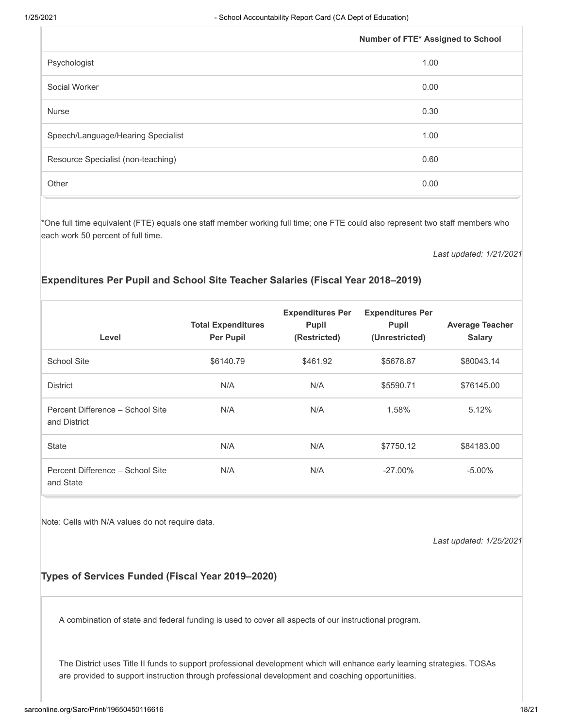| | Number of FTE* Assigned to School |
|---|---|
| Psychologist | 1.00 |
| Social Worker | 0.00 |
| Nurse | 0.30 |
| Speech/Language/Hearing Specialist | 1.00 |
| Resource Specialist (non-teaching) | 0.60 |
| Other | 0.00 |

*One full time equivalent (FTE) equals one staff member working full time; one FTE could also represent two staff members who each work 50 percent of full time.

*Last updated: 1/21/2021*

### Expenditures Per Pupil and School Site Teacher Salaries (Fiscal Year 2018–2019)

| Level | Total Expenditures Per Pupil | Expenditures Per Pupil (Restricted) | Expenditures Per Pupil (Unrestricted) | Average Teacher Salary |
|---|---|---|---|---|
| School Site | $6140.79 | $461.92 | $5678.87 | $80043.14 |
| District | N/A | N/A | $5590.71 | $76145.00 |
| Percent Difference – School Site and District | N/A | N/A | 1.58% | 5.12% |
| State | N/A | N/A | $7750.12 | $84183.00 |
| Percent Difference – School Site and State | N/A | N/A | -27.00% | -5.00% |

Note: Cells with N/A values do not require data.

*Last updated: 1/25/2021*

### Types of Services Funded (Fiscal Year 2019–2020)

A combination of state and federal funding is used to cover all aspects of our instructional program.

The District uses Title II funds to support professional development which will enhance early learning strategies. TOSAs are provided to support instruction through professional development and coaching opportuniities.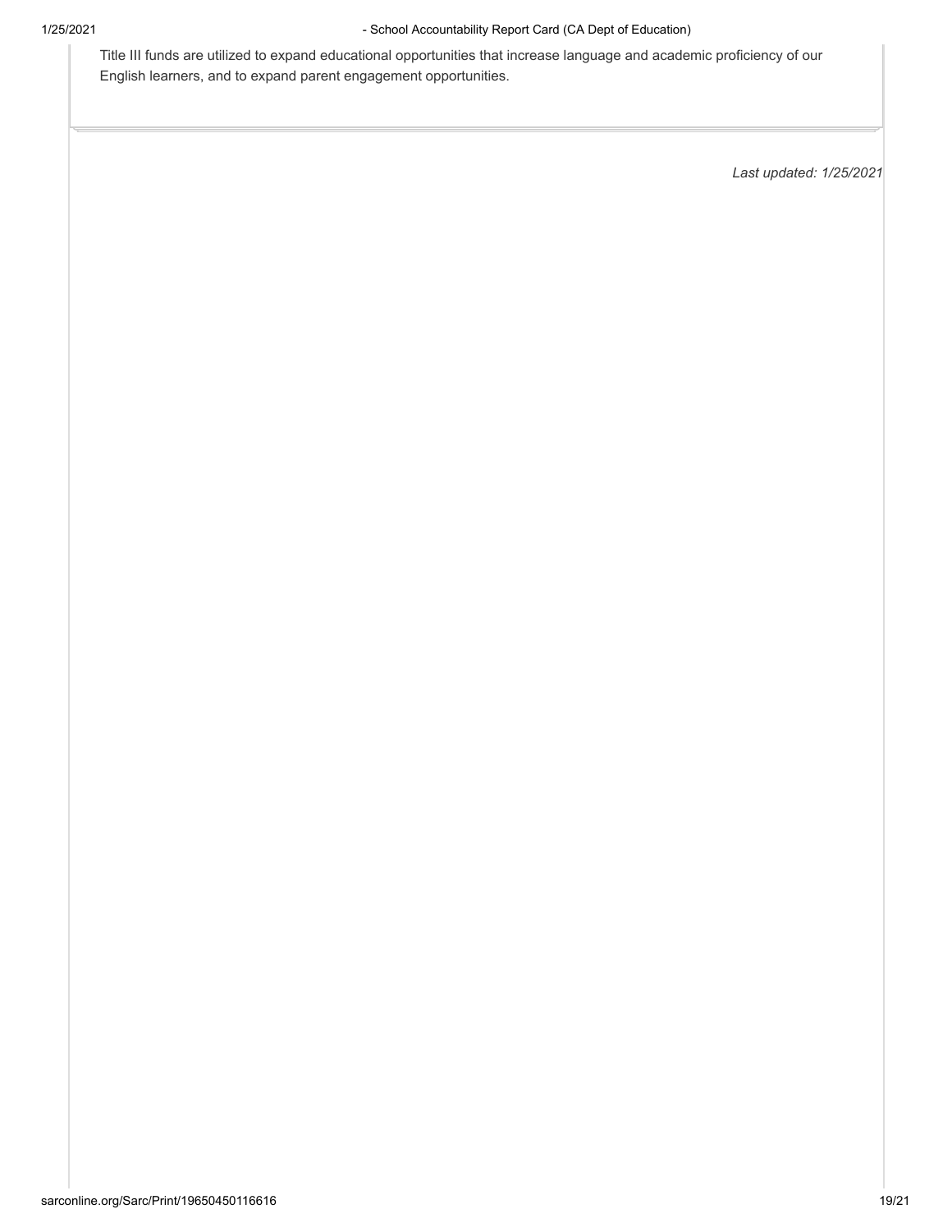Title III funds are utilized to expand educational opportunities that increase language and academic proficiency of our English learners, and to expand parent engagement opportunities.

*Last updated: 1/25/2021*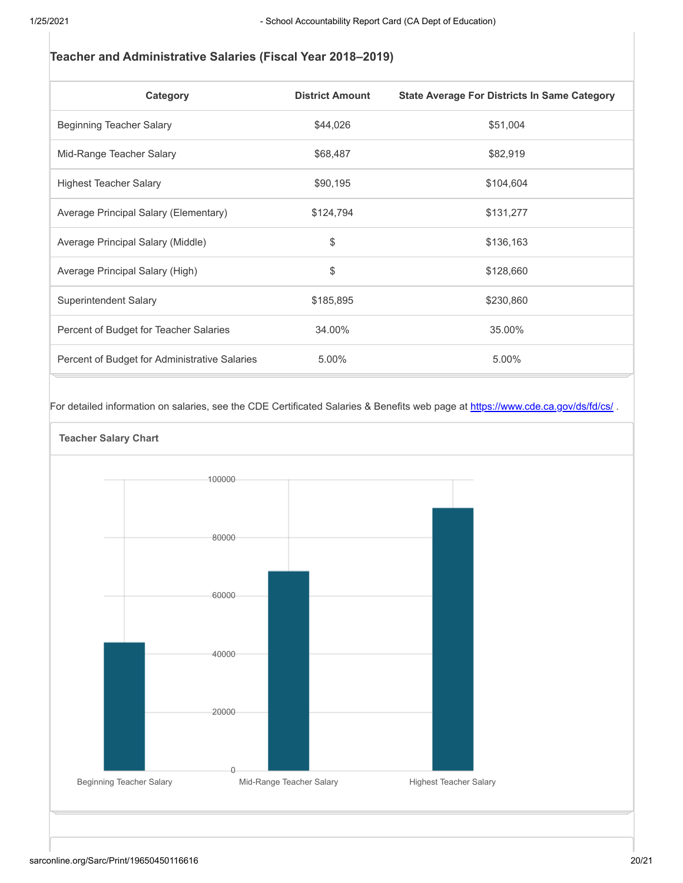## Teacher and Administrative Salaries (Fiscal Year 2018–2019)

| Category | District Amount | State Average For Districts In Same Category |
| --- | --- | --- |
| Beginning Teacher Salary | $44,026 | $51,004 |
| Mid-Range Teacher Salary | $68,487 | $82,919 |
| Highest Teacher Salary | $90,195 | $104,604 |
| Average Principal Salary (Elementary) | $124,794 | $131,277 |
| Average Principal Salary (Middle) | $ | $136,163 |
| Average Principal Salary (High) | $ | $128,660 |
| Superintendent Salary | $185,895 | $230,860 |
| Percent of Budget for Teacher Salaries | 34.00% | 35.00% |
| Percent of Budget for Administrative Salaries | 5.00% | 5.00% |

For detailed information on salaries, see the CDE Certificated Salaries & Benefits web page at https://www.cde.ca.gov/ds/fd/cs/ .

### Teacher Salary Chart

| Category | Value |
| --- | --- |
| Beginning Teacher Salary | 44026 |
| Mid-Range Teacher Salary | 68487 |
| Highest Teacher Salary | 90195 |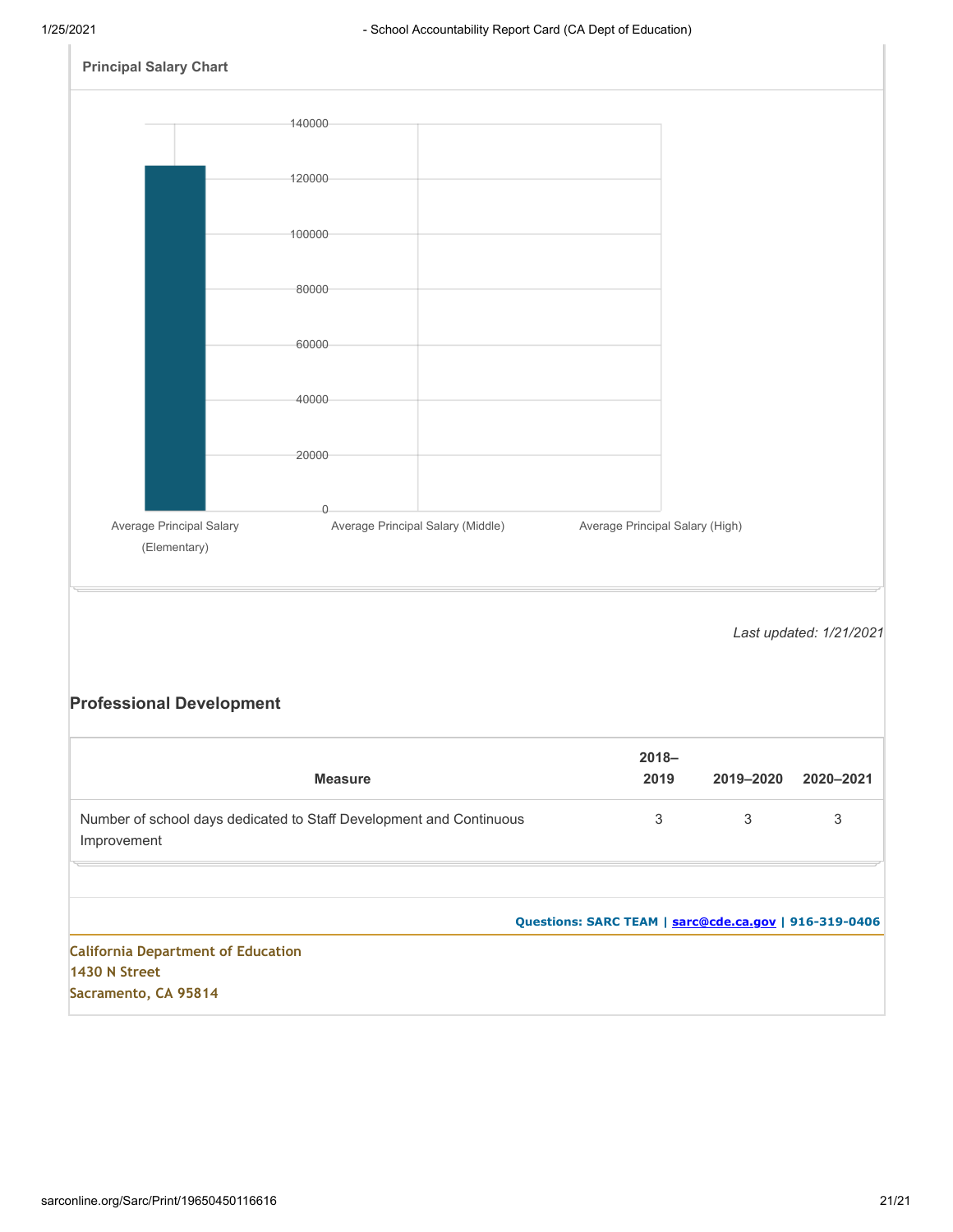**Principal Salary Chart**

140000
120000
100000
80000
60000
40000
20000
0

Average Principal Salary (Elementary)
Average Principal Salary (Middle)
Average Principal Salary (High)

*Last updated: 1/21/2021*

## Professional Development

| Measure | 2018–2019 | 2019–2020 | 2020–2021 |
| --- | --- | --- | --- |
| Number of school days dedicated to Staff Development and Continuous Improvement | 3 | 3 | 3 |

**Questions: SARC TEAM | sarc@cde.ca.gov | 916-319-0406**

**California Department of Education**
**1430 N Street**
**Sacramento, CA 95814**